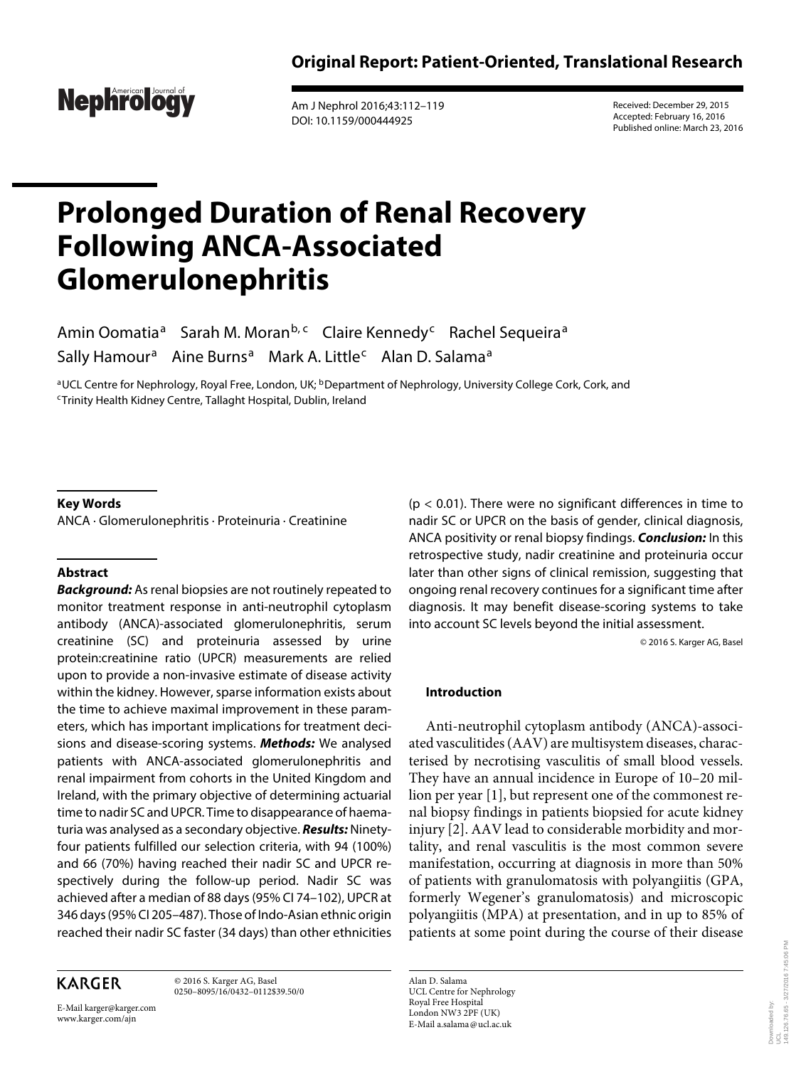**Original Report: Patient-Oriented, Translational Research**

Received: December 29, 2015
Accepted: February 16, 2016
Published online: March 23, 2016

# Prolonged Duration of Renal Recovery Following ANCA-Associated Glomerulonephritis

Amin Oomatia[a] Sarah M. Moran[b, c] Claire Kennedy[c] Rachel Sequeira[a] Sally Hamour[a] Aine Burns[a] Mark A. Little[c] Alan D. Salama[a]

[a]UCL Centre for Nephrology, Royal Free, London, UK; [b]Department of Nephrology, University College Cork, Cork, and [c]Trinity Health Kidney Centre, Tallaght Hospital, Dublin, Ireland

### Key Words

ANCA · Glomerulonephritis · Proteinuria · Creatinine

### Abstract

***Background:*** As renal biopsies are not routinely repeated to monitor treatment response in anti-neutrophil cytoplasm antibody (ANCA)-associated glomerulonephritis, serum creatinine (SC) and proteinuria assessed by urine protein:creatinine ratio (UPCR) measurements are relied upon to provide a non-invasive estimate of disease activity within the kidney. However, sparse information exists about the time to achieve maximal improvement in these parameters, which has important implications for treatment decisions and disease-scoring systems. ***Methods:*** We analysed patients with ANCA-associated glomerulonephritis and renal impairment from cohorts in the United Kingdom and Ireland, with the primary objective of determining actuarial time to nadir SC and UPCR. Time to disappearance of haematuria was analysed as a secondary objective. ***Results:*** Ninety-four patients fulfilled our selection criteria, with 94 (100%) and 66 (70%) having reached their nadir SC and UPCR respectively during the follow-up period. Nadir SC was achieved after a median of 88 days (95% CI 74–102), UPCR at 346 days (95% CI 205–487). Those of Indo-Asian ethnic origin reached their nadir SC faster (34 days) than other ethnicities ($p < 0.01$). There were no significant differences in time to nadir SC or UPCR on the basis of gender, clinical diagnosis, ANCA positivity or renal biopsy findings. ***Conclusion:*** In this retrospective study, nadir creatinine and proteinuria occur later than other signs of clinical remission, suggesting that ongoing renal recovery continues for a significant time after diagnosis. It may benefit disease-scoring systems to take into account SC levels beyond the initial assessment.

© 2016 S. Karger AG, Basel

### Introduction

Anti-neutrophil cytoplasm antibody (ANCA)-associated vasculitides (AAV) are multisystem diseases, characterised by necrotising vasculitis of small blood vessels. They have an annual incidence in Europe of 10–20 million per year [1], but represent one of the commonest renal biopsy findings in patients biopsied for acute kidney injury [2]. AAV lead to considerable morbidity and mortality, and renal vasculitis is the most common severe manifestation, occurring at diagnosis in more than 50% of patients with granulomatosis with polyangiitis (GPA, formerly Wegener's granulomatosis) and microscopic polyangiitis (MPA) at presentation, and in up to 85% of patients at some point during the course of their disease

KARGER

© 2016 S. Karger AG, Basel
0250–8095/16/0432–0112$39.50/0

E-Mail karger@karger.com
www.karger.com/ajn

Alan D. Salama
UCL Centre for Nephrology
Royal Free Hospital
London NW3 2PF (UK)
E-Mail a.salama@ucl.ac.uk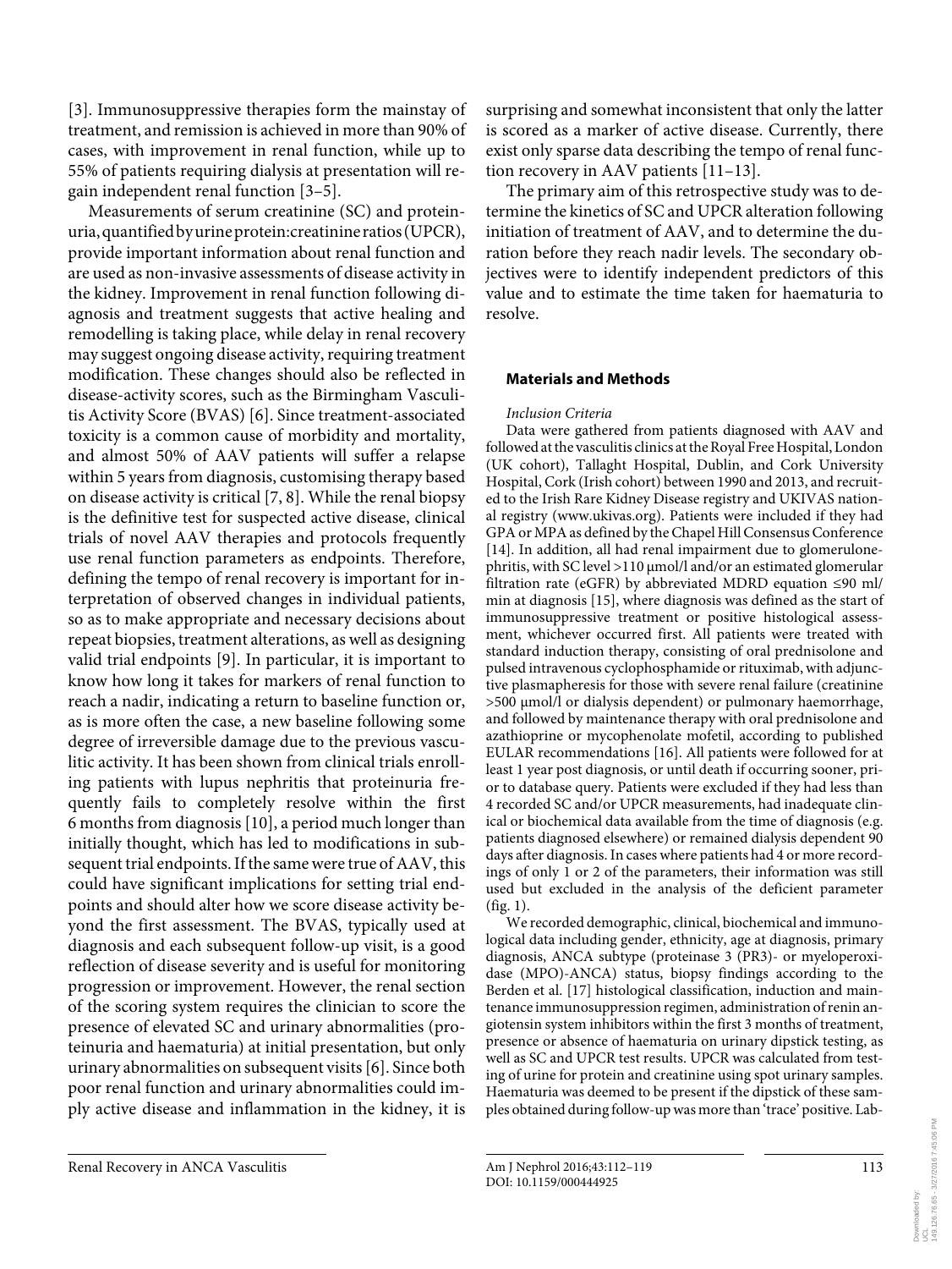[3]. Immunosuppressive therapies form the mainstay of treatment, and remission is achieved in more than 90% of cases, with improvement in renal function, while up to 55% of patients requiring dialysis at presentation will regain independent renal function [3–5].

Measurements of serum creatinine (SC) and proteinuria, quantified by urine protein:creatinine ratios (UPCR), provide important information about renal function and are used as non-invasive assessments of disease activity in the kidney. Improvement in renal function following diagnosis and treatment suggests that active healing and remodelling is taking place, while delay in renal recovery may suggest ongoing disease activity, requiring treatment modification. These changes should also be reflected in disease-activity scores, such as the Birmingham Vasculitis Activity Score (BVAS) [6]. Since treatment-associated toxicity is a common cause of morbidity and mortality, and almost 50% of AAV patients will suffer a relapse within 5 years from diagnosis, customising therapy based on disease activity is critical [7, 8]. While the renal biopsy is the definitive test for suspected active disease, clinical trials of novel AAV therapies and protocols frequently use renal function parameters as endpoints. Therefore, defining the tempo of renal recovery is important for interpretation of observed changes in individual patients, so as to make appropriate and necessary decisions about repeat biopsies, treatment alterations, as well as designing valid trial endpoints [9]. In particular, it is important to know how long it takes for markers of renal function to reach a nadir, indicating a return to baseline function or, as is more often the case, a new baseline following some degree of irreversible damage due to the previous vasculitic activity. It has been shown from clinical trials enrolling patients with lupus nephritis that proteinuria frequently fails to completely resolve within the first 6 months from diagnosis [10], a period much longer than initially thought, which has led to modifications in subsequent trial endpoints. If the same were true of AAV, this could have significant implications for setting trial endpoints and should alter how we score disease activity beyond the first assessment. The BVAS, typically used at diagnosis and each subsequent follow-up visit, is a good reflection of disease severity and is useful for monitoring progression or improvement. However, the renal section of the scoring system requires the clinician to score the presence of elevated SC and urinary abnormalities (proteinuria and haematuria) at initial presentation, but only urinary abnormalities on subsequent visits [6]. Since both poor renal function and urinary abnormalities could imply active disease and inflammation in the kidney, it is surprising and somewhat inconsistent that only the latter is scored as a marker of active disease. Currently, there exist only sparse data describing the tempo of renal function recovery in AAV patients [11–13].

The primary aim of this retrospective study was to determine the kinetics of SC and UPCR alteration following initiation of treatment of AAV, and to determine the duration before they reach nadir levels. The secondary objectives were to identify independent predictors of this value and to estimate the time taken for haematuria to resolve.

## Materials and Methods

*Inclusion Criteria*

Data were gathered from patients diagnosed with AAV and followed at the vasculitis clinics at the Royal Free Hospital, London (UK cohort), Tallaght Hospital, Dublin, and Cork University Hospital, Cork (Irish cohort) between 1990 and 2013, and recruited to the Irish Rare Kidney Disease registry and UKIVAS national registry (www.ukivas.org). Patients were included if they had GPA or MPA as defined by the Chapel Hill Consensus Conference [14]. In addition, all had renal impairment due to glomerulonephritis, with SC level >110 μmol/l and/or an estimated glomerular filtration rate (eGFR) by abbreviated MDRD equation ≤90 ml/min at diagnosis [15], where diagnosis was defined as the start of immunosuppressive treatment or positive histological assessment, whichever occurred first. All patients were treated with standard induction therapy, consisting of oral prednisolone and pulsed intravenous cyclophosphamide or rituximab, with adjunctive plasmapheresis for those with severe renal failure (creatinine >500 μmol/l or dialysis dependent) or pulmonary haemorrhage, and followed by maintenance therapy with oral prednisolone and azathioprine or mycophenolate mofetil, according to published EULAR recommendations [16]. All patients were followed for at least 1 year post diagnosis, or until death if occurring sooner, prior to database query. Patients were excluded if they had less than 4 recorded SC and/or UPCR measurements, had inadequate clinical or biochemical data available from the time of diagnosis (e.g. patients diagnosed elsewhere) or remained dialysis dependent 90 days after diagnosis. In cases where patients had 4 or more recordings of only 1 or 2 of the parameters, their information was still used but excluded in the analysis of the deficient parameter (fig. 1).

We recorded demographic, clinical, biochemical and immunological data including gender, ethnicity, age at diagnosis, primary diagnosis, ANCA subtype (proteinase 3 (PR3)- or myeloperoxidase (MPO)-ANCA) status, biopsy findings according to the Berden et al. [17] histological classification, induction and maintenance immunosuppression regimen, administration of renin angiotensin system inhibitors within the first 3 months of treatment, presence or absence of haematuria on urinary dipstick testing, as well as SC and UPCR test results. UPCR was calculated from testing of urine for protein and creatinine using spot urinary samples. Haematuria was deemed to be present if the dipstick of these samples obtained during follow-up was more than 'trace' positive. Lab-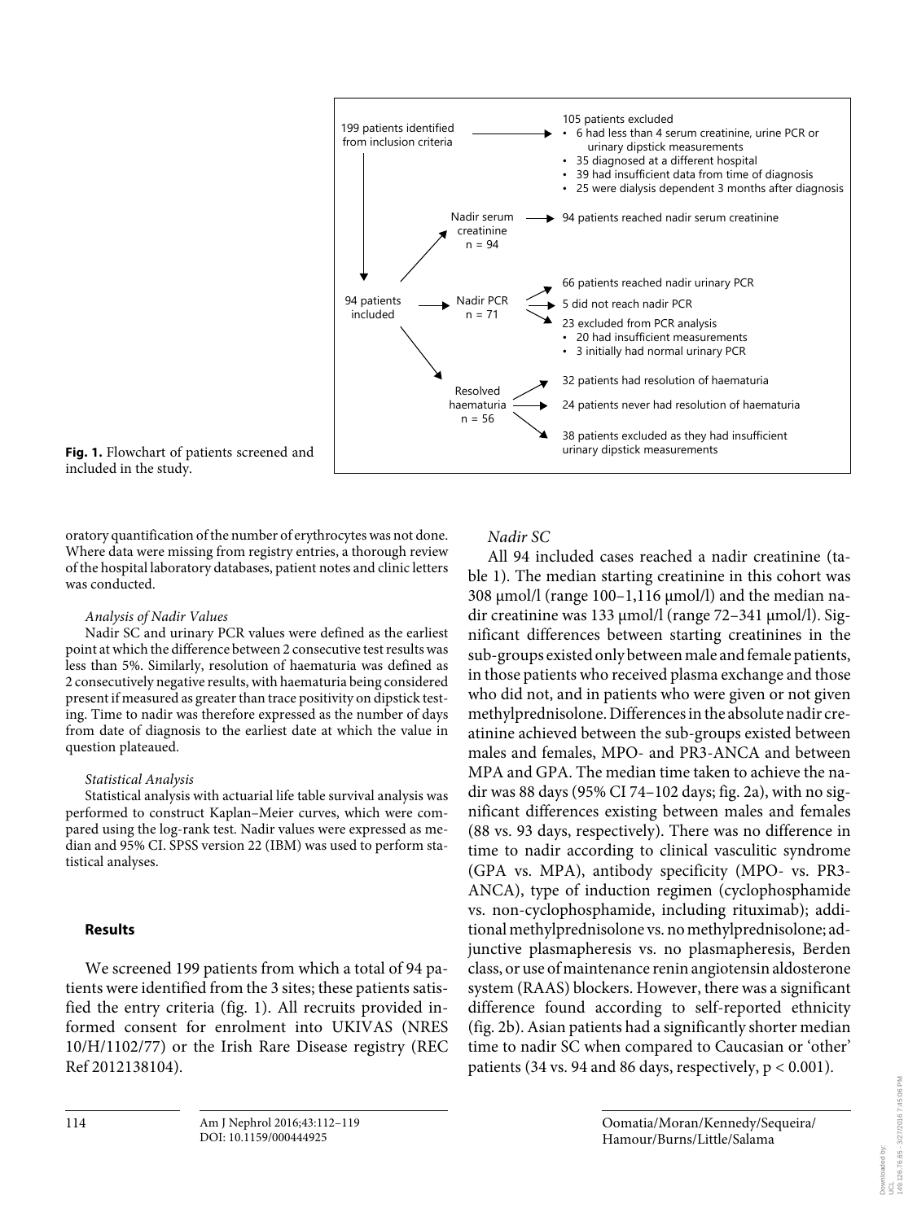199 patients identified from inclusion criteria

105 patients excluded
- 6 had less than 4 serum creatinine, urine PCR or urinary dipstick measurements
- 35 diagnosed at a different hospital
- 39 had insufficient data from time of diagnosis
- 25 were dialysis dependent 3 months after diagnosis

94 patients included

Nadir serum creatinine n = 94 → 94 patients reached nadir serum creatinine

Nadir PCR n = 71 → 66 patients reached nadir urinary PCR; 5 did not reach nadir PCR; 23 excluded from PCR analysis
- 20 had insufficient measurements
- 3 initially had normal urinary PCR

Resolved haematuria n = 56 → 32 patients had resolution of haematuria; 24 patients never had resolution of haematuria; 38 patients excluded as they had insufficient urinary dipstick measurements

**Fig. 1.** Flowchart of patients screened and included in the study.

oratory quantification of the number of erythrocytes was not done. Where data were missing from registry entries, a thorough review of the hospital laboratory databases, patient notes and clinic letters was conducted.

*Analysis of Nadir Values*

Nadir SC and urinary PCR values were defined as the earliest point at which the difference between 2 consecutive test results was less than 5%. Similarly, resolution of haematuria was defined as 2 consecutively negative results, with haematuria being considered present if measured as greater than trace positivity on dipstick testing. Time to nadir was therefore expressed as the number of days from date of diagnosis to the earliest date at which the value in question plateaued.

*Statistical Analysis*

Statistical analysis with actuarial life table survival analysis was performed to construct Kaplan–Meier curves, which were compared using the log-rank test. Nadir values were expressed as median and 95% CI. SPSS version 22 (IBM) was used to perform statistical analyses.

## Results

We screened 199 patients from which a total of 94 patients were identified from the 3 sites; these patients satisfied the entry criteria (fig. 1). All recruits provided informed consent for enrolment into UKIVAS (NRES 10/H/1102/77) or the Irish Rare Disease registry (REC Ref 2012138104).

*Nadir SC*

All 94 included cases reached a nadir creatinine (table 1). The median starting creatinine in this cohort was 308 μmol/l (range 100–1,116 μmol/l) and the median nadir creatinine was 133 μmol/l (range 72–341 μmol/l). Significant differences between starting creatinines in the sub-groups existed only between male and female patients, in those patients who received plasma exchange and those who did not, and in patients who were given or not given methylprednisolone. Differences in the absolute nadir creatinine achieved between the sub-groups existed between males and females, MPO- and PR3-ANCA and between MPA and GPA. The median time taken to achieve the nadir was 88 days (95% CI 74–102 days; fig. 2a), with no significant differences existing between males and females (88 vs. 93 days, respectively). There was no difference in time to nadir according to clinical vasculitic syndrome (GPA vs. MPA), antibody specificity (MPO- vs. PR3-ANCA), type of induction regimen (cyclophosphamide vs. non-cyclophosphamide, including rituximab); additional methylprednisolone vs. no methylprednisolone; adjunctive plasmapheresis vs. no plasmapheresis, Berden class, or use of maintenance renin angiotensin aldosterone system (RAAS) blockers. However, there was a significant difference found according to self-reported ethnicity (fig. 2b). Asian patients had a significantly shorter median time to nadir SC when compared to Caucasian or 'other' patients (34 vs. 94 and 86 days, respectively, $p < 0.001$).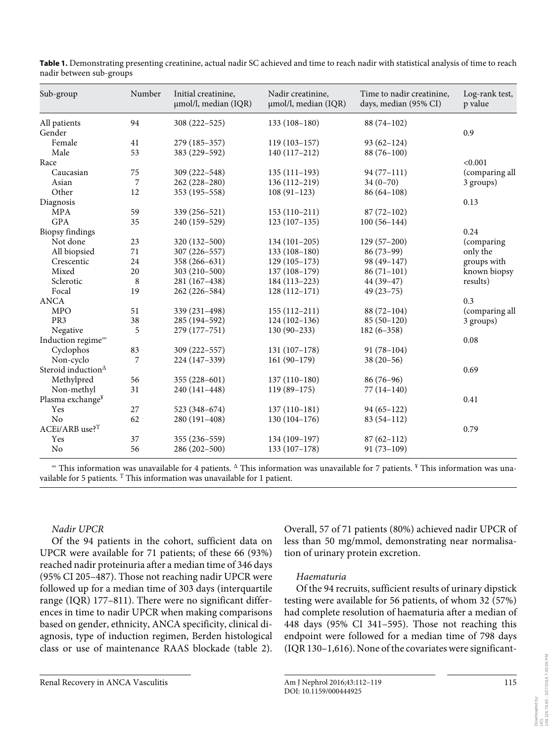**Table 1.** Demonstrating presenting creatinine, actual nadir SC achieved and time to reach nadir with statistical analysis of time to reach nadir between sub-groups

| Sub-group | Number | Initial creatinine, μmol/l, median (IQR) | Nadir creatinine, μmol/l, median (IQR) | Time to nadir creatinine, days, median (95% CI) | Log-rank test, p value |
|---|---|---|---|---|---|
| All patients | 94 | 308 (222–525) | 133 (108–180) | 88 (74–102) | |
| Gender | | | | | 0.9 |
| Female | 41 | 279 (185–357) | 119 (103–157) | 93 (62–124) | |
| Male | 53 | 383 (229–592) | 140 (117–212) | 88 (76–100) | |
| Race | | | | | <0.001 (comparing all 3 groups) |
| Caucasian | 75 | 309 (222–548) | 135 (111–193) | 94 (77–111) | |
| Asian | 7 | 262 (228–280) | 136 (112–219) | 34 (0–70) | |
| Other | 12 | 353 (195–558) | 108 (91–123) | 86 (64–108) | |
| Diagnosis | | | | | 0.13 |
| MPA | 59 | 339 (256–521) | 153 (110–211) | 87 (72–102) | |
| GPA | 35 | 240 (159–529) | 123 (107–135) | 100 (56–144) | |
| Biopsy findings | | | | | 0.24 (comparing only the groups with known biopsy results) |
| Not done | 23 | 320 (132–500) | 134 (101–205) | 129 (57–200) | |
| All biopsied | 71 | 307 (226–557) | 133 (108–180) | 86 (73–99) | |
| Crescentic | 24 | 358 (266–631) | 129 (105–173) | 98 (49–147) | |
| Mixed | 20 | 303 (210–500) | 137 (108–179) | 86 (71–101) | |
| Sclerotic | 8 | 281 (167–438) | 184 (113–223) | 44 (39–47) | |
| Focal | 19 | 262 (226–584) | 128 (112–171) | 49 (23–75) | |
| ANCA | | | | | 0.3 (comparing all 3 groups) |
| MPO | 51 | 339 (231–498) | 155 (112–211) | 88 (72–104) | |
| PR3 | 38 | 285 (194–592) | 124 (102–136) | 85 (50–120) | |
| Negative | 5 | 279 (177–751) | 130 (90–233) | 182 (6–358) | |
| Induction regime[∞] | | | | | 0.08 |
| Cyclophos | 83 | 309 (222–557) | 131 (107–178) | 91 (78–104) | |
| Non-cyclo | 7 | 224 (147–339) | 161 (90–179) | 38 (20–56) | |
| Steroid induction[Δ] | | | | | 0.69 |
| Methylpred | 56 | 355 (228–601) | 137 (110–180) | 86 (76–96) | |
| Non-methyl | 31 | 240 (141–448) | 119 (89–175) | 77 (14–140) | |
| Plasma exchange[¥] | | | | | 0.41 |
| Yes | 27 | 523 (348–674) | 137 (110–181) | 94 (65–122) | |
| No | 62 | 280 (191–408) | 130 (104–176) | 83 (54–112) | |
| ACEi/ARB use?[T] | | | | | 0.79 |
| Yes | 37 | 355 (236–559) | 134 (109–197) | 87 (62–112) | |
| No | 56 | 286 (202–500) | 133 (107–178) | 91 (73–109) | |

[∞] This information was unavailable for 4 patients. [Δ] This information was unavailable for 7 patients. [¥] This information was unavailable for 5 patients. [T] This information was unavailable for 1 patient.

*Nadir UPCR*

Of the 94 patients in the cohort, sufficient data on UPCR were available for 71 patients; of these 66 (93%) reached nadir proteinuria after a median time of 346 days (95% CI 205–487). Those not reaching nadir UPCR were followed up for a median time of 303 days (interquartile range (IQR) 177–811). There were no significant differences in time to nadir UPCR when making comparisons based on gender, ethnicity, ANCA specificity, clinical diagnosis, type of induction regimen, Berden histological class or use of maintenance RAAS blockade (table 2). Overall, 57 of 71 patients (80%) achieved nadir UPCR of less than 50 mg/mmol, demonstrating near normalisation of urinary protein excretion.

*Haematuria*

Of the 94 recruits, sufficient results of urinary dipstick testing were available for 56 patients, of whom 32 (57%) had complete resolution of haematuria after a median of 448 days (95% CI 341–595). Those not reaching this endpoint were followed for a median time of 798 days (IQR 130–1,616). None of the covariates were significant-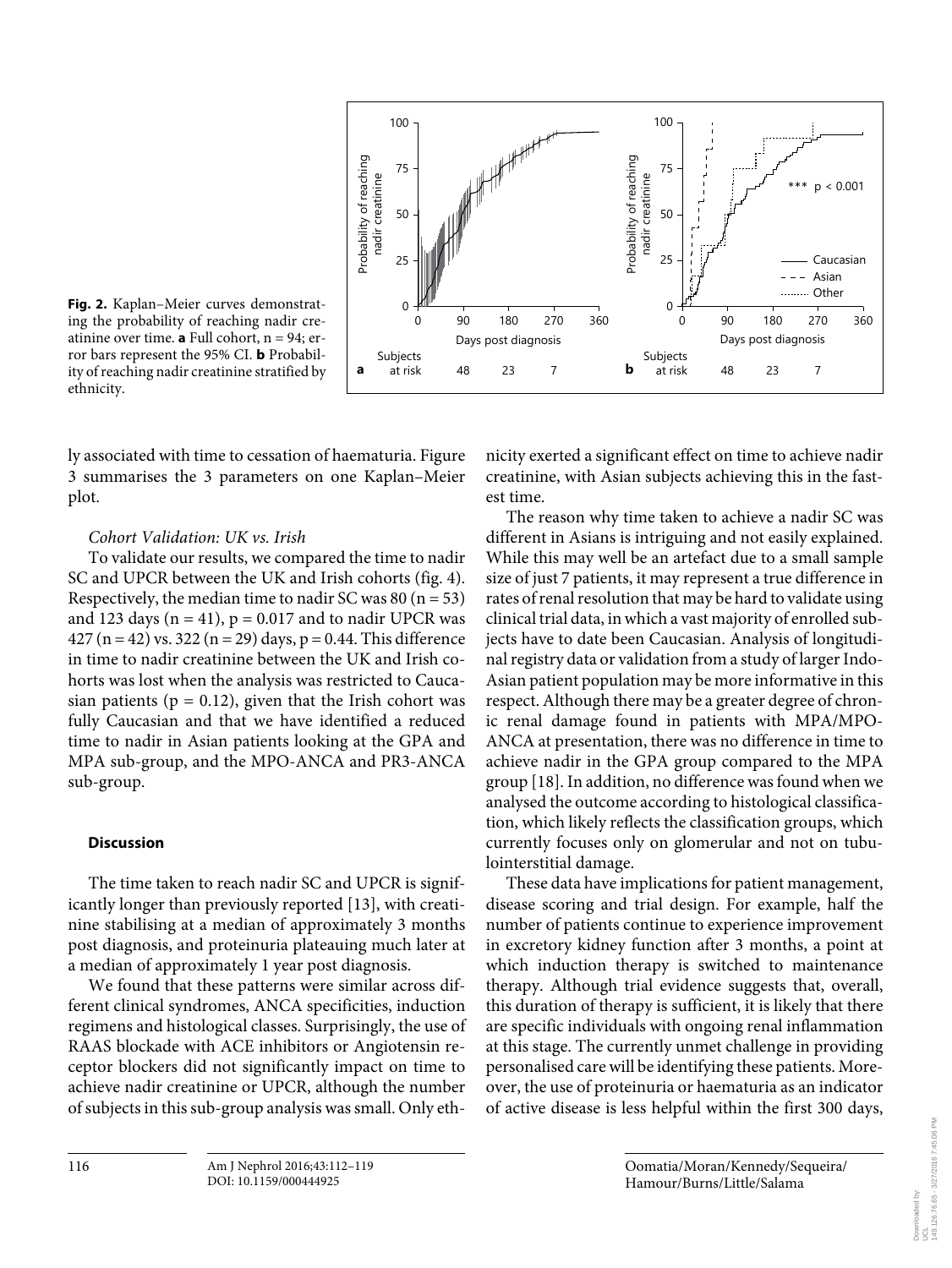**Fig. 2.** Kaplan–Meier curves demonstrating the probability of reaching nadir creatinine over time. **a** Full cohort, n = 94; error bars represent the 95% CI. **b** Probability of reaching nadir creatinine stratified by ethnicity.

ly associated with time to cessation of haematuria. Figure 3 summarises the 3 parameters on one Kaplan–Meier plot.

*Cohort Validation: UK vs. Irish*

To validate our results, we compared the time to nadir SC and UPCR between the UK and Irish cohorts (fig. 4). Respectively, the median time to nadir SC was 80 (n = 53) and 123 days (n = 41), p = 0.017 and to nadir UPCR was 427 (n = 42) vs. 322 (n = 29) days, p = 0.44. This difference in time to nadir creatinine between the UK and Irish cohorts was lost when the analysis was restricted to Caucasian patients (p = 0.12), given that the Irish cohort was fully Caucasian and that we have identified a reduced time to nadir in Asian patients looking at the GPA and MPA sub-group, and the MPO-ANCA and PR3-ANCA sub-group.

## Discussion

The time taken to reach nadir SC and UPCR is significantly longer than previously reported [13], with creatinine stabilising at a median of approximately 3 months post diagnosis, and proteinuria plateauing much later at a median of approximately 1 year post diagnosis.

We found that these patterns were similar across different clinical syndromes, ANCA specificities, induction regimens and histological classes. Surprisingly, the use of RAAS blockade with ACE inhibitors or Angiotensin receptor blockers did not significantly impact on time to achieve nadir creatinine or UPCR, although the number of subjects in this sub-group analysis was small. Only ethnicity exerted a significant effect on time to achieve nadir creatinine, with Asian subjects achieving this in the fastest time.

The reason why time taken to achieve a nadir SC was different in Asians is intriguing and not easily explained. While this may well be an artefact due to a small sample size of just 7 patients, it may represent a true difference in rates of renal resolution that may be hard to validate using clinical trial data, in which a vast majority of enrolled subjects have to date been Caucasian. Analysis of longitudinal registry data or validation from a study of larger Indo-Asian patient population may be more informative in this respect. Although there may be a greater degree of chronic renal damage found in patients with MPA/MPO-ANCA at presentation, there was no difference in time to achieve nadir in the GPA group compared to the MPA group [18]. In addition, no difference was found when we analysed the outcome according to histological classification, which likely reflects the classification groups, which currently focuses only on glomerular and not on tubulointerstitial damage.

These data have implications for patient management, disease scoring and trial design. For example, half the number of patients continue to experience improvement in excretory kidney function after 3 months, a point at which induction therapy is switched to maintenance therapy. Although trial evidence suggests that, overall, this duration of therapy is sufficient, it is likely that there are specific individuals with ongoing renal inflammation at this stage. The currently unmet challenge in providing personalised care will be identifying these patients. Moreover, the use of proteinuria or haematuria as an indicator of active disease is less helpful within the first 300 days,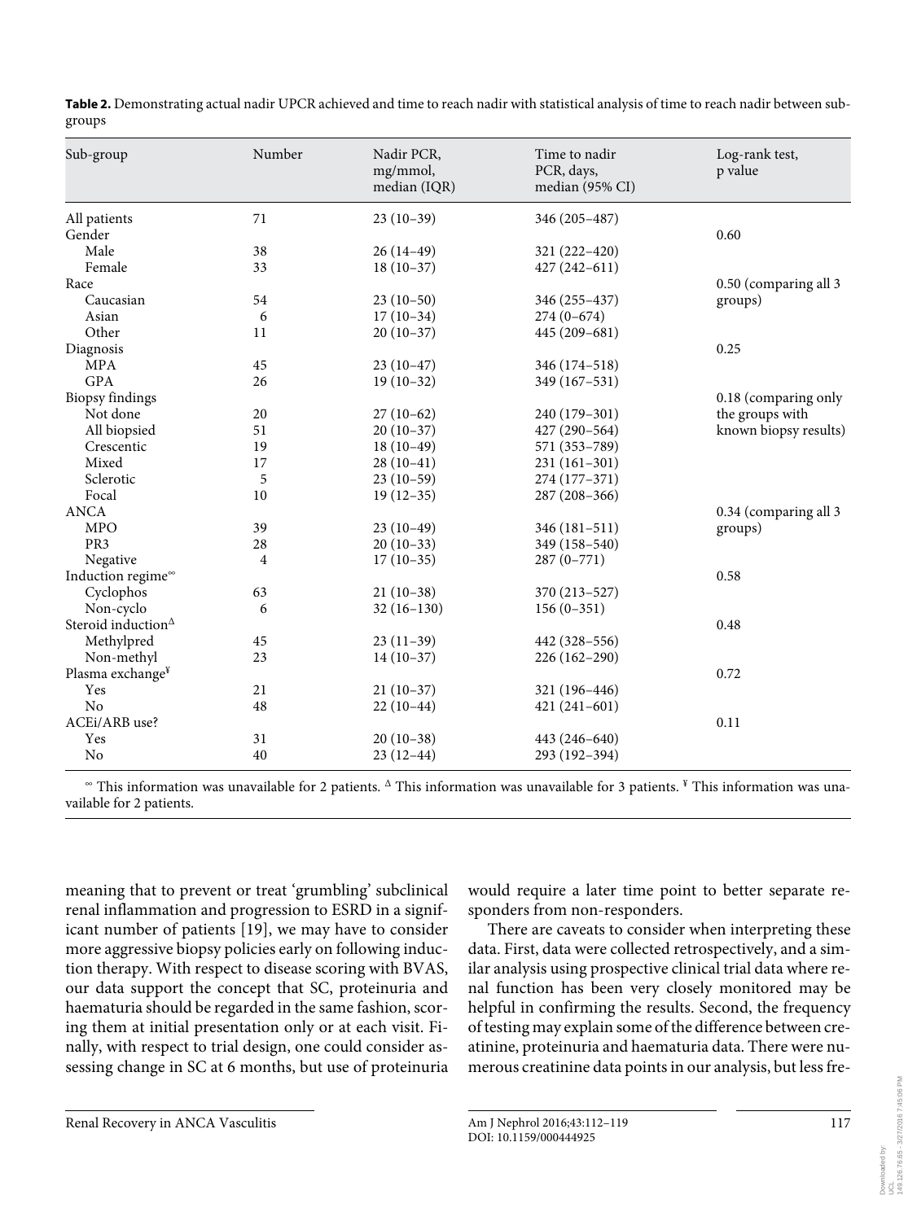**Table 2.** Demonstrating actual nadir UPCR achieved and time to reach nadir with statistical analysis of time to reach nadir between subgroups

| Sub-group | Number | Nadir PCR, mg/mmol, median (IQR) | Time to nadir PCR, days, median (95% CI) | Log-rank test, p value |
|---|---|---|---|---|
| All patients | 71 | 23 (10–39) | 346 (205–487) | |
| Gender | | | | 0.60 |
| Male | 38 | 26 (14–49) | 321 (222–420) | |
| Female | 33 | 18 (10–37) | 427 (242–611) | |
| Race | | | | 0.50 (comparing all 3 groups) |
| Caucasian | 54 | 23 (10–50) | 346 (255–437) | |
| Asian | 6 | 17 (10–34) | 274 (0–674) | |
| Other | 11 | 20 (10–37) | 445 (209–681) | |
| Diagnosis | | | | 0.25 |
| MPA | 45 | 23 (10–47) | 346 (174–518) | |
| GPA | 26 | 19 (10–32) | 349 (167–531) | |
| Biopsy findings | | | | 0.18 (comparing only the groups with known biopsy results) |
| Not done | 20 | 27 (10–62) | 240 (179–301) | |
| All biopsied | 51 | 20 (10–37) | 427 (290–564) | |
| Crescentic | 19 | 18 (10–49) | 571 (353–789) | |
| Mixed | 17 | 28 (10–41) | 231 (161–301) | |
| Sclerotic | 5 | 23 (10–59) | 274 (177–371) | |
| Focal | 10 | 19 (12–35) | 287 (208–366) | |
| ANCA | | | | 0.34 (comparing all 3 groups) |
| MPO | 39 | 23 (10–49) | 346 (181–511) | |
| PR3 | 28 | 20 (10–33) | 349 (158–540) | |
| Negative | 4 | 17 (10–35) | 287 (0–771) | |
| Induction regime[∞] | | | | 0.58 |
| Cyclophos | 63 | 21 (10–38) | 370 (213–527) | |
| Non-cyclo | 6 | 32 (16–130) | 156 (0–351) | |
| Steroid induction[Δ] | | | | 0.48 |
| Methylpred | 45 | 23 (11–39) | 442 (328–556) | |
| Non-methyl | 23 | 14 (10–37) | 226 (162–290) | |
| Plasma exchange[¥] | | | | 0.72 |
| Yes | 21 | 21 (10–37) | 321 (196–446) | |
| No | 48 | 22 (10–44) | 421 (241–601) | |
| ACEi/ARB use? | | | | 0.11 |
| Yes | 31 | 20 (10–38) | 443 (246–640) | |
| No | 40 | 23 (12–44) | 293 (192–394) | |

[∞] This information was unavailable for 2 patients. [Δ] This information was unavailable for 3 patients. [¥] This information was unavailable for 2 patients.

meaning that to prevent or treat 'grumbling' subclinical renal inflammation and progression to ESRD in a significant number of patients [19], we may have to consider more aggressive biopsy policies early on following induction therapy. With respect to disease scoring with BVAS, our data support the concept that SC, proteinuria and haematuria should be regarded in the same fashion, scoring them at initial presentation only or at each visit. Finally, with respect to trial design, one could consider assessing change in SC at 6 months, but use of proteinuria would require a later time point to better separate responders from non-responders.

There are caveats to consider when interpreting these data. First, data were collected retrospectively, and a similar analysis using prospective clinical trial data where renal function has been very closely monitored may be helpful in confirming the results. Second, the frequency of testing may explain some of the difference between creatinine, proteinuria and haematuria data. There were numerous creatinine data points in our analysis, but less fre-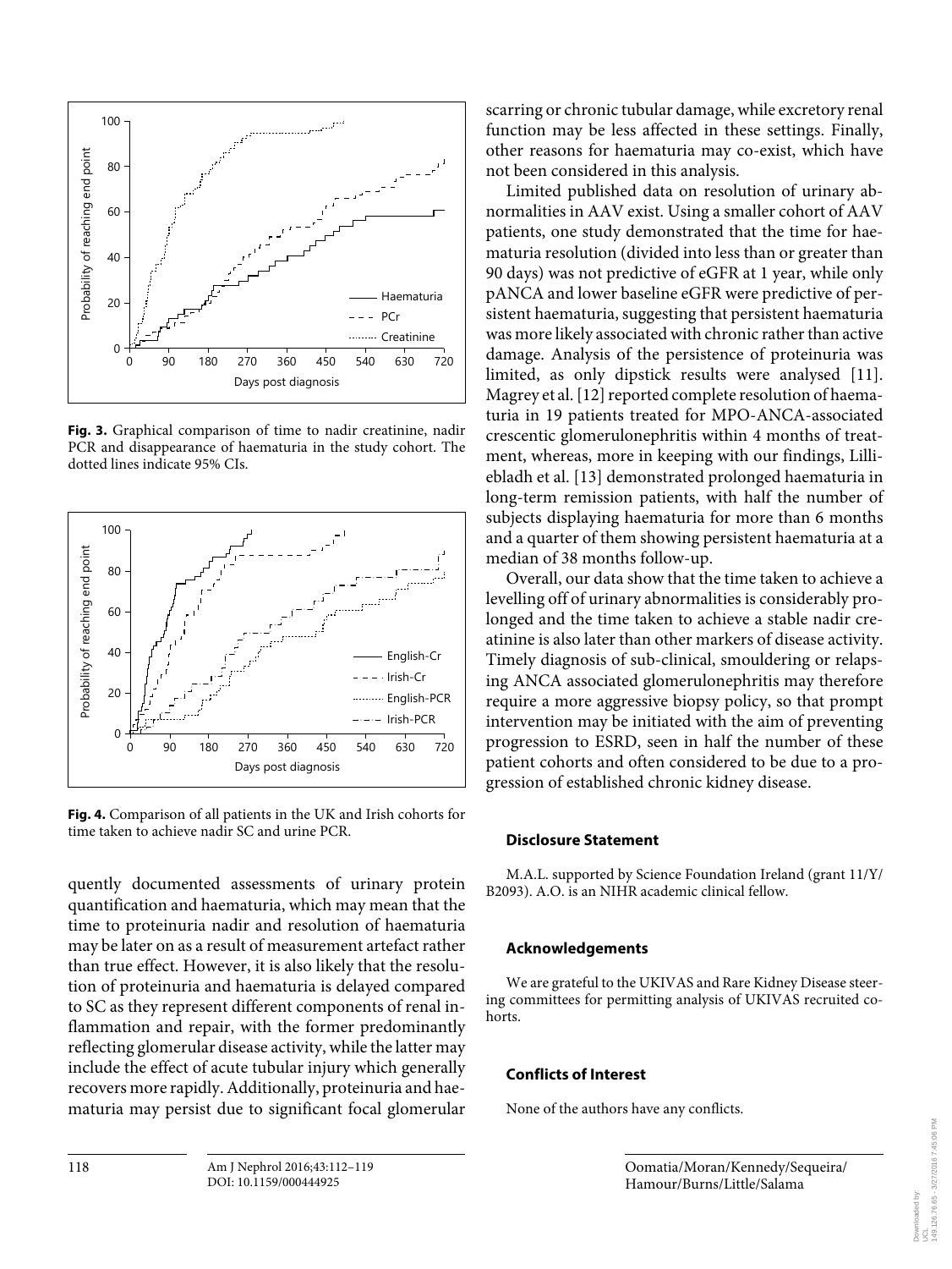**Fig. 3.** Graphical comparison of time to nadir creatinine, nadir PCR and disappearance of haematuria in the study cohort. The dotted lines indicate 95% CIs.

**Fig. 4.** Comparison of all patients in the UK and Irish cohorts for time taken to achieve nadir SC and urine PCR.

quently documented assessments of urinary protein quantification and haematuria, which may mean that the time to proteinuria nadir and resolution of haematuria may be later on as a result of measurement artefact rather than true effect. However, it is also likely that the resolution of proteinuria and haematuria is delayed compared to SC as they represent different components of renal inflammation and repair, with the former predominantly reflecting glomerular disease activity, while the latter may include the effect of acute tubular injury which generally recovers more rapidly. Additionally, proteinuria and haematuria may persist due to significant focal glomerular scarring or chronic tubular damage, while excretory renal function may be less affected in these settings. Finally, other reasons for haematuria may co-exist, which have not been considered in this analysis.

Limited published data on resolution of urinary abnormalities in AAV exist. Using a smaller cohort of AAV patients, one study demonstrated that the time for haematuria resolution (divided into less than or greater than 90 days) was not predictive of eGFR at 1 year, while only pANCA and lower baseline eGFR were predictive of persistent haematuria, suggesting that persistent haematuria was more likely associated with chronic rather than active damage. Analysis of the persistence of proteinuria was limited, as only dipstick results were analysed [11]. Magrey et al. [12] reported complete resolution of haematuria in 19 patients treated for MPO-ANCA-associated crescentic glomerulonephritis within 4 months of treatment, whereas, more in keeping with our findings, Lilliebladh et al. [13] demonstrated prolonged haematuria in long-term remission patients, with half the number of subjects displaying haematuria for more than 6 months and a quarter of them showing persistent haematuria at a median of 38 months follow-up.

Overall, our data show that the time taken to achieve a levelling off of urinary abnormalities is considerably prolonged and the time taken to achieve a stable nadir creatinine is also later than other markers of disease activity. Timely diagnosis of sub-clinical, smouldering or relapsing ANCA associated glomerulonephritis may therefore require a more aggressive biopsy policy, so that prompt intervention may be initiated with the aim of preventing progression to ESRD, seen in half the number of these patient cohorts and often considered to be due to a progression of established chronic kidney disease.

### Disclosure Statement

M.A.L. supported by Science Foundation Ireland (grant 11/Y/B2093). A.O. is an NIHR academic clinical fellow.

### Acknowledgements

We are grateful to the UKIVAS and Rare Kidney Disease steering committees for permitting analysis of UKIVAS recruited cohorts.

### Conflicts of Interest

None of the authors have any conflicts.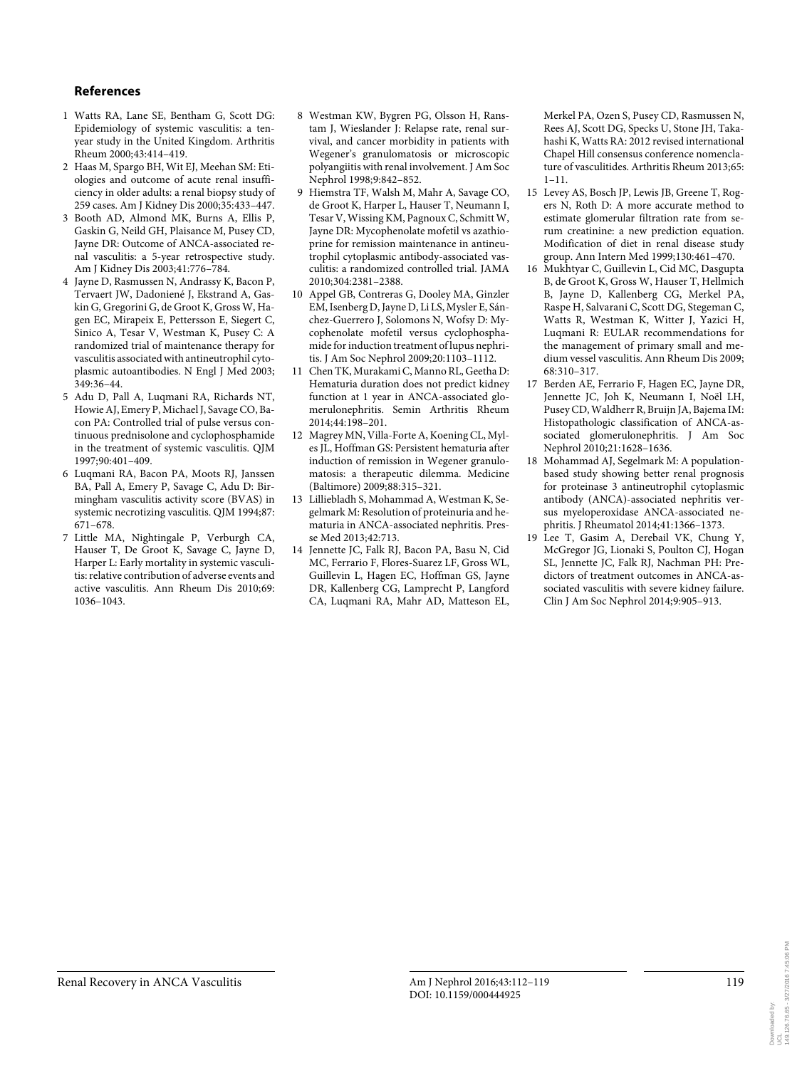## References

1. Watts RA, Lane SE, Bentham G, Scott DG: Epidemiology of systemic vasculitis: a ten-year study in the United Kingdom. Arthritis Rheum 2000;43:414–419.
2. Haas M, Spargo BH, Wit EJ, Meehan SM: Etiologies and outcome of acute renal insufficiency in older adults: a renal biopsy study of 259 cases. Am J Kidney Dis 2000;35:433–447.
3. Booth AD, Almond MK, Burns A, Ellis P, Gaskin G, Neild GH, Plaisance M, Pusey CD, Jayne DR: Outcome of ANCA-associated renal vasculitis: a 5-year retrospective study. Am J Kidney Dis 2003;41:776–784.
4. Jayne D, Rasmussen N, Andrassy K, Bacon P, Tervaert JW, Dadonienė J, Ekstrand A, Gaskin G, Gregorini G, de Groot K, Gross W, Hagen EC, Mirapeix E, Pettersson E, Siegert C, Sinico A, Tesar V, Westman K, Pusey C: A randomized trial of maintenance therapy for vasculitis associated with antineutrophil cytoplasmic autoantibodies. N Engl J Med 2003;349:36–44.
5. Adu D, Pall A, Luqmani RA, Richards NT, Howie AJ, Emery P, Michael J, Savage CO, Bacon PA: Controlled trial of pulse versus continuous prednisolone and cyclophosphamide in the treatment of systemic vasculitis. QJM 1997;90:401–409.
6. Luqmani RA, Bacon PA, Moots RJ, Janssen BA, Pall A, Emery P, Savage C, Adu D: Birmingham vasculitis activity score (BVAS) in systemic necrotizing vasculitis. QJM 1994;87:671–678.
7. Little MA, Nightingale P, Verburgh CA, Hauser T, De Groot K, Savage C, Jayne D, Harper L: Early mortality in systemic vasculitis: relative contribution of adverse events and active vasculitis. Ann Rheum Dis 2010;69:1036–1043.
8. Westman KW, Bygren PG, Olsson H, Ranstam J, Wieslander J: Relapse rate, renal survival, and cancer morbidity in patients with Wegener's granulomatosis or microscopic polyangiitis with renal involvement. J Am Soc Nephrol 1998;9:842–852.
9. Hiemstra TF, Walsh M, Mahr A, Savage CO, de Groot K, Harper L, Hauser T, Neumann I, Tesar V, Wissing KM, Pagnoux C, Schmitt W, Jayne DR: Mycophenolate mofetil vs azathioprine for remission maintenance in antineutrophil cytoplasmic antibody-associated vasculitis: a randomized controlled trial. JAMA 2010;304:2381–2388.
10. Appel GB, Contreras G, Dooley MA, Ginzler EM, Isenberg D, Jayne D, Li LS, Mysler E, Sánchez-Guerrero J, Solomons N, Wofsy D: Mycophenolate mofetil versus cyclophosphamide for induction treatment of lupus nephritis. J Am Soc Nephrol 2009;20:1103–1112.
11. Chen TK, Murakami C, Manno RL, Geetha D: Hematuria duration does not predict kidney function at 1 year in ANCA-associated glomerulonephritis. Semin Arthritis Rheum 2014;44:198–201.
12. Magrey MN, Villa-Forte A, Koening CL, Myles JL, Hoffman GS: Persistent hematuria after induction of remission in Wegener granulomatosis: a therapeutic dilemma. Medicine (Baltimore) 2009;88:315–321.
13. Lilliebladh S, Mohammad A, Westman K, Segelmark M: Resolution of proteinuria and hematuria in ANCA-associated nephritis. Presse Med 2013;42:713.
14. Jennette JC, Falk RJ, Bacon PA, Basu N, Cid MC, Ferrario F, Flores-Suarez LF, Gross WL, Guillevin L, Hagen EC, Hoffman GS, Jayne DR, Kallenberg CG, Lamprecht P, Langford CA, Luqmani RA, Mahr AD, Matteson EL, Merkel PA, Ozen S, Pusey CD, Rasmussen N, Rees AJ, Scott DG, Specks U, Stone JH, Takahashi K, Watts RA: 2012 revised international Chapel Hill consensus conference nomenclature of vasculitides. Arthritis Rheum 2013;65:1–11.
15. Levey AS, Bosch JP, Lewis JB, Greene T, Rogers N, Roth D: A more accurate method to estimate glomerular filtration rate from serum creatinine: a new prediction equation. Modification of diet in renal disease study group. Ann Intern Med 1999;130:461–470.
16. Mukhtyar C, Guillevin L, Cid MC, Dasgupta B, de Groot K, Gross W, Hauser T, Hellmich B, Jayne D, Kallenberg CG, Merkel PA, Raspe H, Salvarani C, Scott DG, Stegeman C, Watts R, Westman K, Witter J, Yazici H, Luqmani R: EULAR recommendations for the management of primary small and medium vessel vasculitis. Ann Rheum Dis 2009;68:310–317.
17. Berden AE, Ferrario F, Hagen EC, Jayne DR, Jennette JC, Joh K, Neumann I, Noël LH, Pusey CD, Waldherr R, Bruijn JA, Bajema IM: Histopathologic classification of ANCA-associated glomerulonephritis. J Am Soc Nephrol 2010;21:1628–1636.
18. Mohammad AJ, Segelmark M: A population-based study showing better renal prognosis for proteinase 3 antineutrophil cytoplasmic antibody (ANCA)-associated nephritis versus myeloperoxidase ANCA-associated nephritis. J Rheumatol 2014;41:1366–1373.
19. Lee T, Gasim A, Derebail VK, Chung Y, McGregor JG, Lionaki S, Poulton CJ, Hogan SL, Jennette JC, Falk RJ, Nachman PH: Predictors of treatment outcomes in ANCA-associated vasculitis with severe kidney failure. Clin J Am Soc Nephrol 2014;9:905–913.